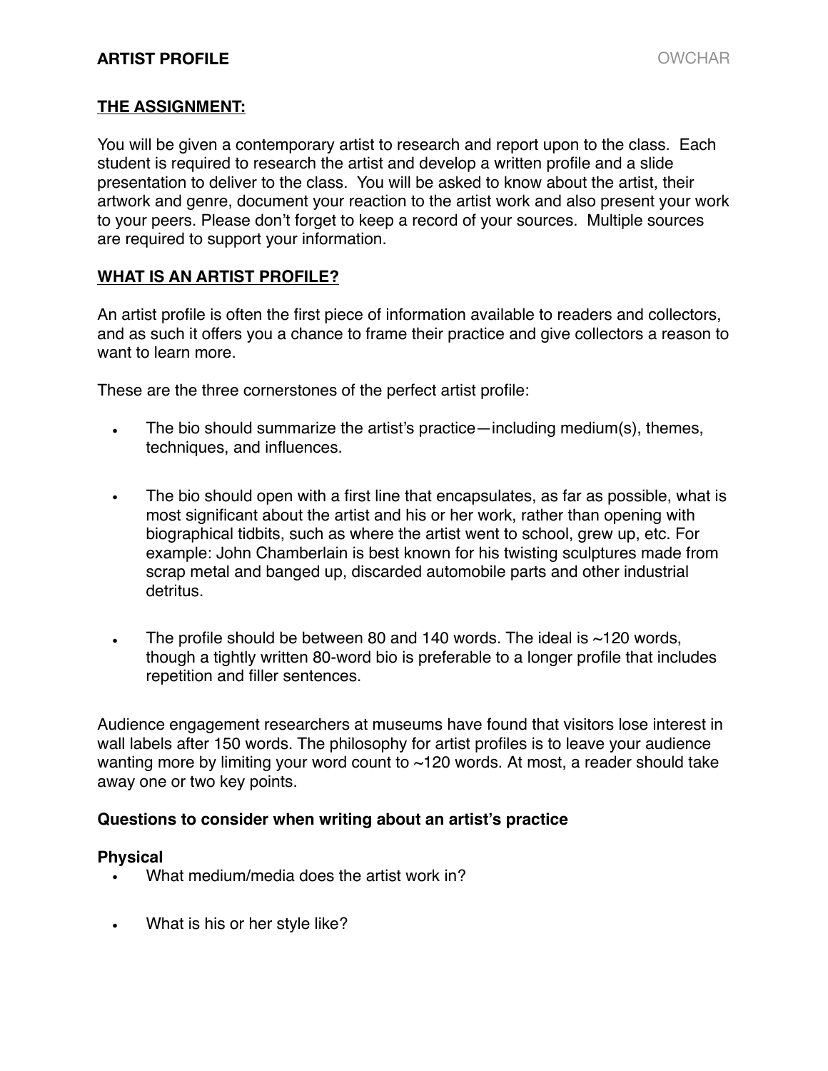# ARTIST PROFILE

## THE ASSIGNMENT:

You will be given a contemporary artist to research and report upon to the class. Each student is required to research the artist and develop a written profile and a slide presentation to deliver to the class. You will be asked to know about the artist, their artwork and genre, document your reaction to the artist work and also present your work to your peers. Please don't forget to keep a record of your sources. Multiple sources are required to support your information.

## WHAT IS AN ARTIST PROFILE?

An artist profile is often the first piece of information available to readers and collectors, and as such it offers you a chance to frame their practice and give collectors a reason to want to learn more.

These are the three cornerstones of the perfect artist profile:

- The bio should summarize the artist's practice—including medium(s), themes, techniques, and influences.
- The bio should open with a first line that encapsulates, as far as possible, what is most significant about the artist and his or her work, rather than opening with biographical tidbits, such as where the artist went to school, grew up, etc. For example: John Chamberlain is best known for his twisting sculptures made from scrap metal and banged up, discarded automobile parts and other industrial detritus.
- The profile should be between 80 and 140 words. The ideal is ~120 words, though a tightly written 80-word bio is preferable to a longer profile that includes repetition and filler sentences.

Audience engagement researchers at museums have found that visitors lose interest in wall labels after 150 words. The philosophy for artist profiles is to leave your audience wanting more by limiting your word count to ~120 words. At most, a reader should take away one or two key points.

### Questions to consider when writing about an artist's practice

#### Physical

- What medium/media does the artist work in?
- What is his or her style like?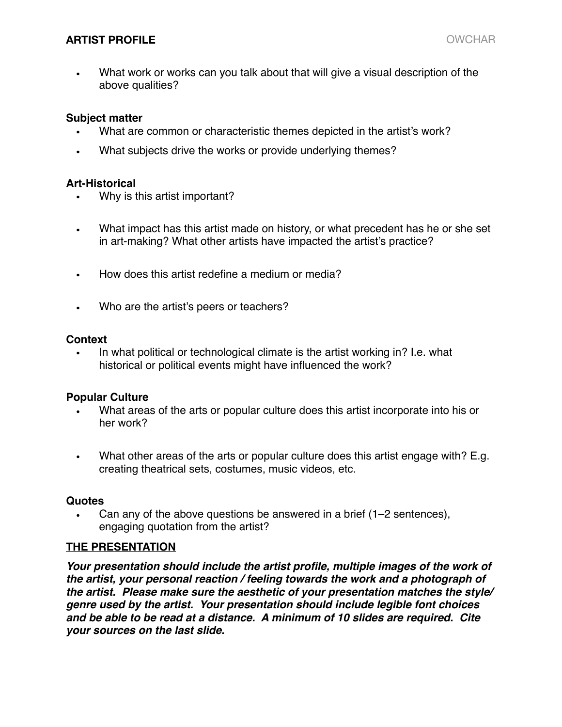- What work or works can you talk about that will give a visual description of the above qualities?

**Subject matter**

- What are common or characteristic themes depicted in the artist's work?
- What subjects drive the works or provide underlying themes?

**Art-Historical**

- Why is this artist important?
- What impact has this artist made on history, or what precedent has he or she set in art-making? What other artists have impacted the artist's practice?
- How does this artist redefine a medium or media?
- Who are the artist's peers or teachers?

**Context**

- In what political or technological climate is the artist working in? I.e. what historical or political events might have influenced the work?

**Popular Culture**

- What areas of the arts or popular culture does this artist incorporate into his or her work?
- What other areas of the arts or popular culture does this artist engage with? E.g. creating theatrical sets, costumes, music videos, etc.

**Quotes**

- Can any of the above questions be answered in a brief (1–2 sentences), engaging quotation from the artist?

**<u>THE PRESENTATION</u>**

***Your presentation should include the artist profile, multiple images of the work of the artist, your personal reaction / feeling towards the work and a photograph of the artist. Please make sure the aesthetic of your presentation matches the style/ genre used by the artist. Your presentation should include legible font choices and be able to be read at a distance. A minimum of 10 slides are required. Cite your sources on the last slide.***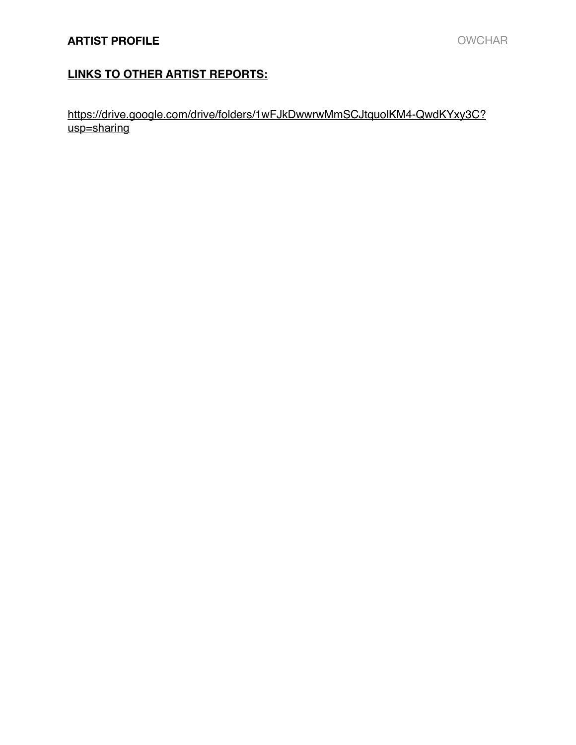## LINKS TO OTHER ARTIST REPORTS:

https://drive.google.com/drive/folders/1wFJkDwwrwMmSCJtquolKM4-QwdKYxy3C?usp=sharing